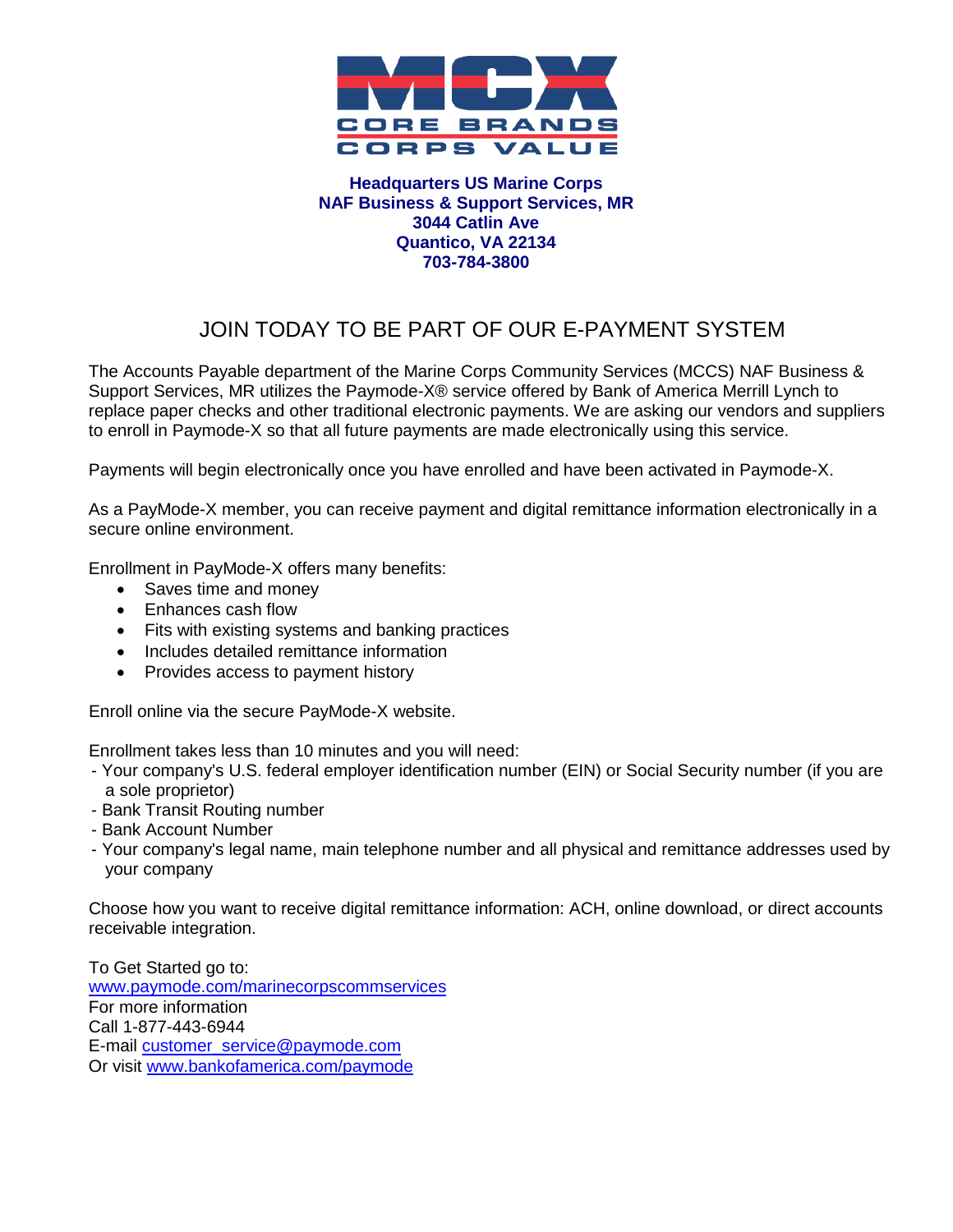MCX
CORE BRANDS
CORPS VALUE

**Headquarters US Marine Corps**
**NAF Business & Support Services, MR**
**3044 Catlin Ave**
**Quantico, VA 22134**
**703-784-3800**

# JOIN TODAY TO BE PART OF OUR E-PAYMENT SYSTEM

The Accounts Payable department of the Marine Corps Community Services (MCCS) NAF Business & Support Services, MR utilizes the Paymode-X® service offered by Bank of America Merrill Lynch to replace paper checks and other traditional electronic payments. We are asking our vendors and suppliers to enroll in Paymode-X so that all future payments are made electronically using this service.

Payments will begin electronically once you have enrolled and have been activated in Paymode-X.

As a PayMode-X member, you can receive payment and digital remittance information electronically in a secure online environment.

Enrollment in PayMode-X offers many benefits:

- Saves time and money
- Enhances cash flow
- Fits with existing systems and banking practices
- Includes detailed remittance information
- Provides access to payment history

Enroll online via the secure PayMode-X website.

Enrollment takes less than 10 minutes and you will need:

- Your company's U.S. federal employer identification number (EIN) or Social Security number (if you are a sole proprietor)
- Bank Transit Routing number
- Bank Account Number
- Your company's legal name, main telephone number and all physical and remittance addresses used by your company

Choose how you want to receive digital remittance information: ACH, online download, or direct accounts receivable integration.

To Get Started go to:
www.paymode.com/marinecorpscommservices
For more information
Call 1-877-443-6944
E-mail customer_service@paymode.com
Or visit www.bankofamerica.com/paymode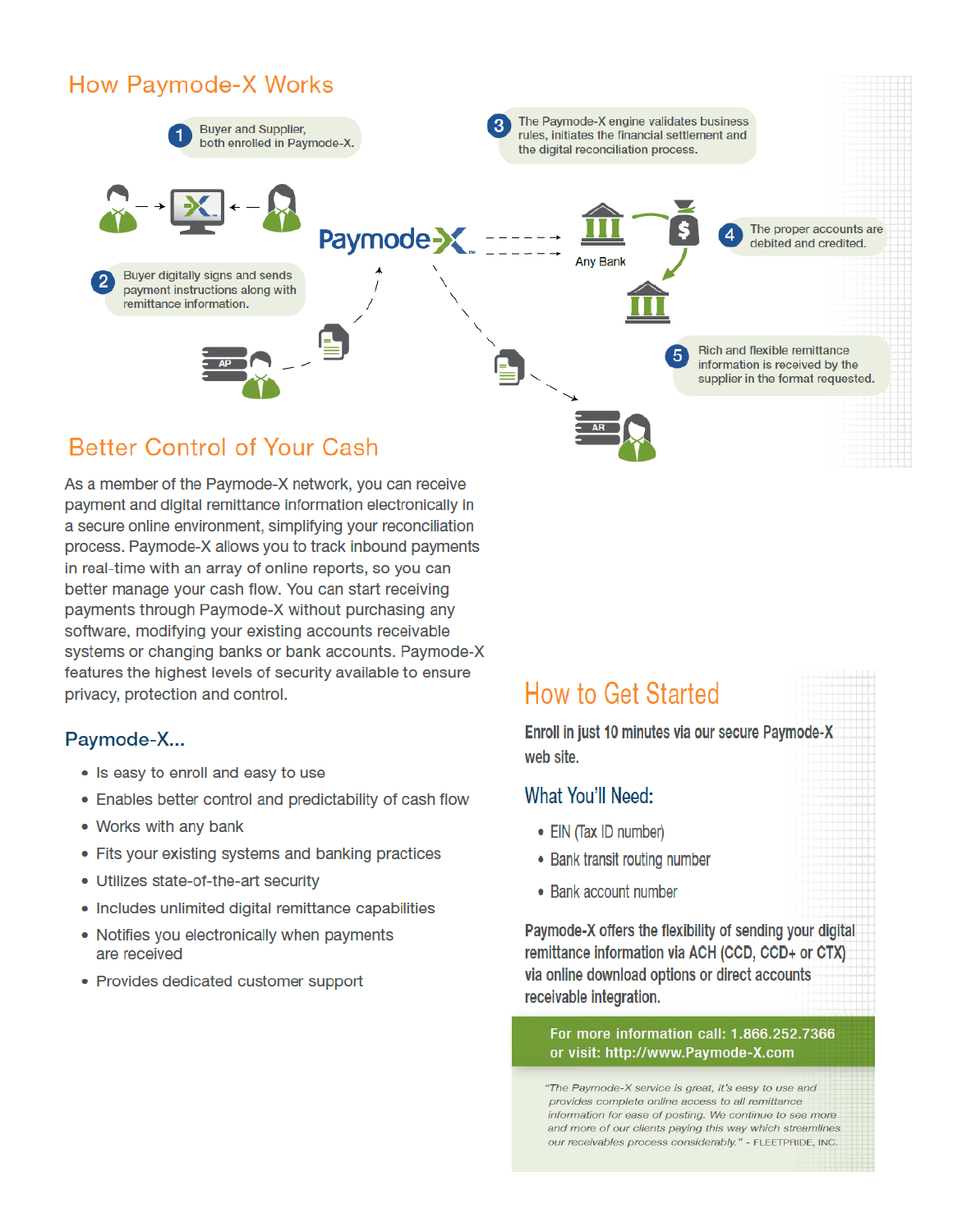## How Paymode-X Works

1. Buyer and Supplier, both enrolled in Paymode-X.
2. Buyer digitally signs and sends payment instructions along with remittance information.
3. The Paymode-X engine validates business rules, initiates the financial settlement and the digital reconciliation process.
4. The proper accounts are debited and credited.
5. Rich and flexible remittance information is received by the supplier in the format requested.

Paymode-X

Any Bank

AP

AR

## Better Control of Your Cash

As a member of the Paymode-X network, you can receive payment and digital remittance information electronically in a secure online environment, simplifying your reconciliation process. Paymode-X allows you to track inbound payments in real-time with an array of online reports, so you can better manage your cash flow. You can start receiving payments through Paymode-X without purchasing any software, modifying your existing accounts receivable systems or changing banks or bank accounts. Paymode-X features the highest levels of security available to ensure privacy, protection and control.

### Paymode-X...

- Is easy to enroll and easy to use
- Enables better control and predictability of cash flow
- Works with any bank
- Fits your existing systems and banking practices
- Utilizes state-of-the-art security
- Includes unlimited digital remittance capabilities
- Notifies you electronically when payments are received
- Provides dedicated customer support

## How to Get Started

**Enroll in just 10 minutes via our secure Paymode-X web site.**

### What You'll Need:

- EIN (Tax ID number)
- Bank transit routing number
- Bank account number

**Paymode-X offers the flexibility of sending your digital remittance information via ACH (CCD, CCD+ or CTX) via online download options or direct accounts receivable integration.**

**For more information call: 1.866.252.7366 or visit: http://www.Paymode-X.com**

*"The Paymode-X service is great, it's easy to use and provides complete online access to all remittance information for ease of posting. We continue to see more and more of our clients paying this way which streamlines our receivables process considerably."* - FLEETPRIDE, INC.